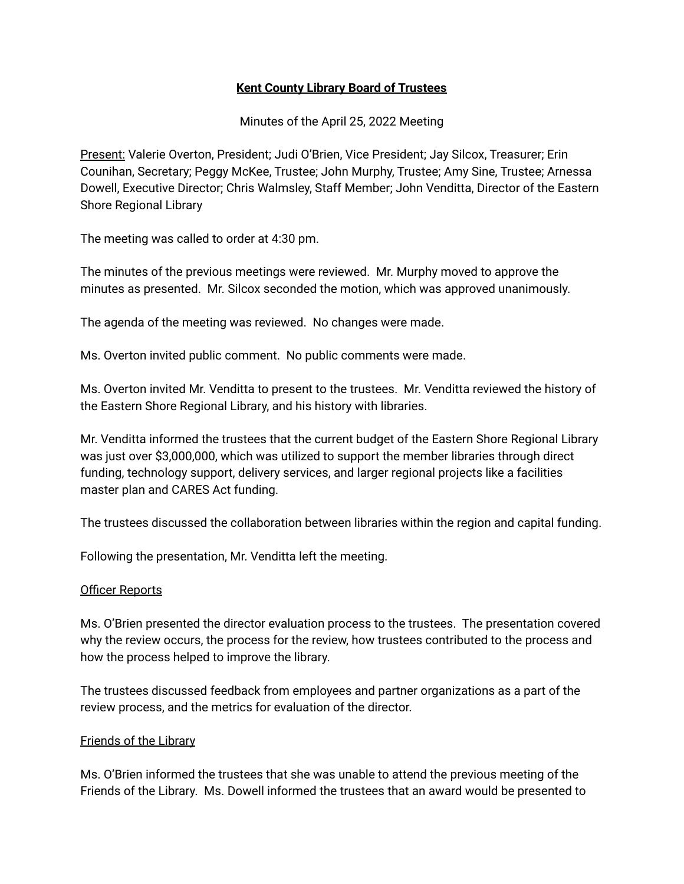# Kent County Library Board of Trustees

Minutes of the April 25, 2022 Meeting

Present: Valerie Overton, President; Judi O'Brien, Vice President; Jay Silcox, Treasurer; Erin Counihan, Secretary; Peggy McKee, Trustee; John Murphy, Trustee; Amy Sine, Trustee; Arnessa Dowell, Executive Director; Chris Walmsley, Staff Member; John Venditta, Director of the Eastern Shore Regional Library

The meeting was called to order at 4:30 pm.

The minutes of the previous meetings were reviewed. Mr. Murphy moved to approve the minutes as presented. Mr. Silcox seconded the motion, which was approved unanimously.

The agenda of the meeting was reviewed. No changes were made.

Ms. Overton invited public comment. No public comments were made.

Ms. Overton invited Mr. Venditta to present to the trustees. Mr. Venditta reviewed the history of the Eastern Shore Regional Library, and his history with libraries.

Mr. Venditta informed the trustees that the current budget of the Eastern Shore Regional Library was just over $3,000,000, which was utilized to support the member libraries through direct funding, technology support, delivery services, and larger regional projects like a facilities master plan and CARES Act funding.

The trustees discussed the collaboration between libraries within the region and capital funding.

Following the presentation, Mr. Venditta left the meeting.

## Officer Reports

Ms. O'Brien presented the director evaluation process to the trustees. The presentation covered why the review occurs, the process for the review, how trustees contributed to the process and how the process helped to improve the library.

The trustees discussed feedback from employees and partner organizations as a part of the review process, and the metrics for evaluation of the director.

## Friends of the Library

Ms. O'Brien informed the trustees that she was unable to attend the previous meeting of the Friends of the Library. Ms. Dowell informed the trustees that an award would be presented to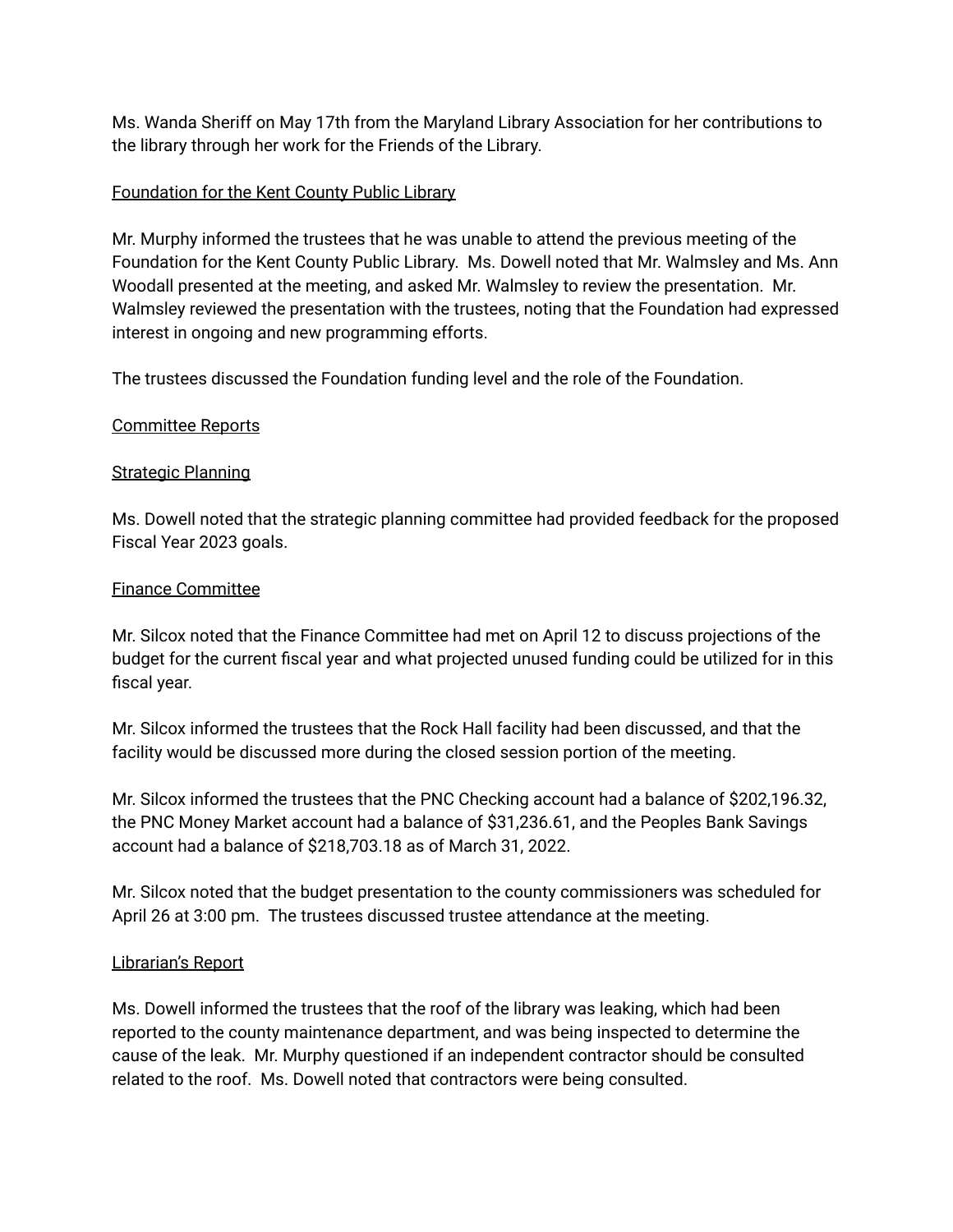Ms. Wanda Sheriff on May 17th from the Maryland Library Association for her contributions to the library through her work for the Friends of the Library.

<u>Foundation for the Kent County Public Library</u>

Mr. Murphy informed the trustees that he was unable to attend the previous meeting of the Foundation for the Kent County Public Library. Ms. Dowell noted that Mr. Walmsley and Ms. Ann Woodall presented at the meeting, and asked Mr. Walmsley to review the presentation. Mr. Walmsley reviewed the presentation with the trustees, noting that the Foundation had expressed interest in ongoing and new programming efforts.

The trustees discussed the Foundation funding level and the role of the Foundation.

<u>Committee Reports</u>

<u>Strategic Planning</u>

Ms. Dowell noted that the strategic planning committee had provided feedback for the proposed Fiscal Year 2023 goals.

<u>Finance Committee</u>

Mr. Silcox noted that the Finance Committee had met on April 12 to discuss projections of the budget for the current fiscal year and what projected unused funding could be utilized for in this fiscal year.

Mr. Silcox informed the trustees that the Rock Hall facility had been discussed, and that the facility would be discussed more during the closed session portion of the meeting.

Mr. Silcox informed the trustees that the PNC Checking account had a balance of $202,196.32, the PNC Money Market account had a balance of $31,236.61, and the Peoples Bank Savings account had a balance of $218,703.18 as of March 31, 2022.

Mr. Silcox noted that the budget presentation to the county commissioners was scheduled for April 26 at 3:00 pm. The trustees discussed trustee attendance at the meeting.

<u>Librarian's Report</u>

Ms. Dowell informed the trustees that the roof of the library was leaking, which had been reported to the county maintenance department, and was being inspected to determine the cause of the leak. Mr. Murphy questioned if an independent contractor should be consulted related to the roof. Ms. Dowell noted that contractors were being consulted.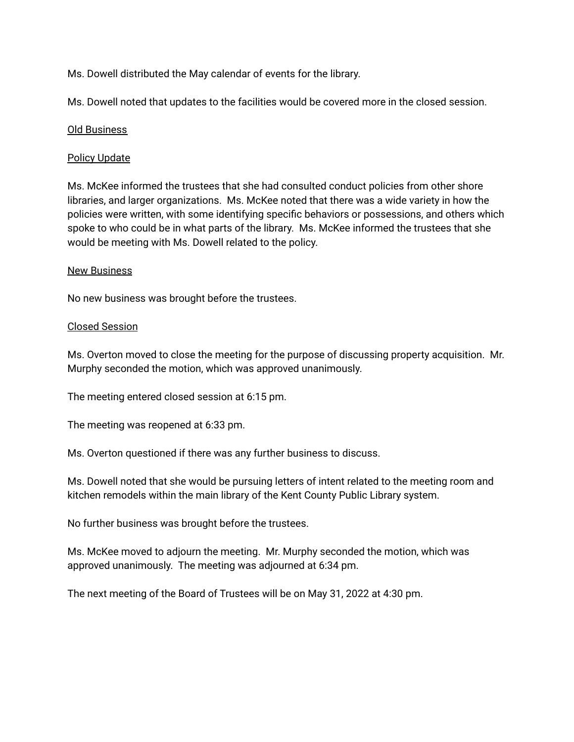Ms. Dowell distributed the May calendar of events for the library.

Ms. Dowell noted that updates to the facilities would be covered more in the closed session.

<u>Old Business</u>

<u>Policy Update</u>

Ms. McKee informed the trustees that she had consulted conduct policies from other shore libraries, and larger organizations. Ms. McKee noted that there was a wide variety in how the policies were written, with some identifying specific behaviors or possessions, and others which spoke to who could be in what parts of the library. Ms. McKee informed the trustees that she would be meeting with Ms. Dowell related to the policy.

<u>New Business</u>

No new business was brought before the trustees.

<u>Closed Session</u>

Ms. Overton moved to close the meeting for the purpose of discussing property acquisition. Mr. Murphy seconded the motion, which was approved unanimously.

The meeting entered closed session at 6:15 pm.

The meeting was reopened at 6:33 pm.

Ms. Overton questioned if there was any further business to discuss.

Ms. Dowell noted that she would be pursuing letters of intent related to the meeting room and kitchen remodels within the main library of the Kent County Public Library system.

No further business was brought before the trustees.

Ms. McKee moved to adjourn the meeting. Mr. Murphy seconded the motion, which was approved unanimously. The meeting was adjourned at 6:34 pm.

The next meeting of the Board of Trustees will be on May 31, 2022 at 4:30 pm.